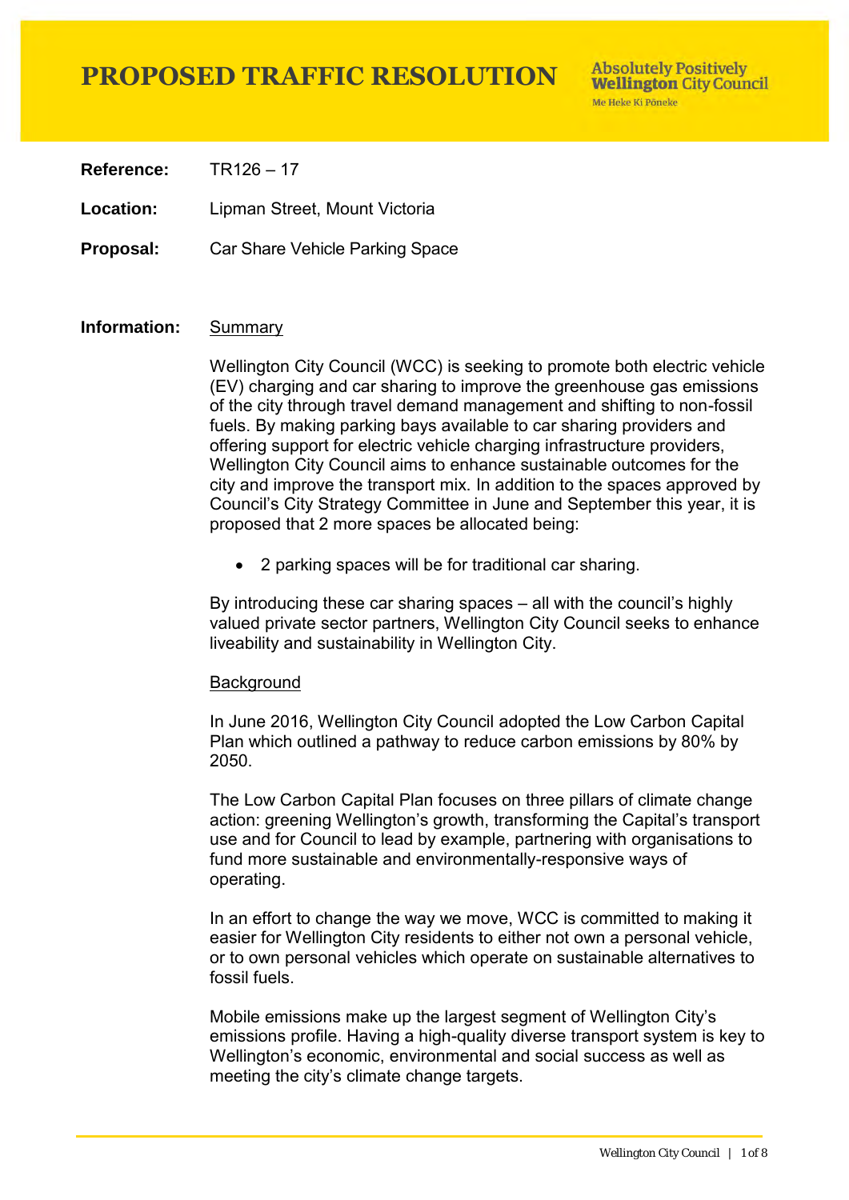# PROPOSED TRAFFIC RESOLUTION

Absolutely Positively **Wellington** City Council
Me Heke Ki Pōneke

**Reference:** TR126 – 17

**Location:** Lipman Street, Mount Victoria

**Proposal:** Car Share Vehicle Parking Space

**Information:** Summary

Wellington City Council (WCC) is seeking to promote both electric vehicle (EV) charging and car sharing to improve the greenhouse gas emissions of the city through travel demand management and shifting to non-fossil fuels. By making parking bays available to car sharing providers and offering support for electric vehicle charging infrastructure providers, Wellington City Council aims to enhance sustainable outcomes for the city and improve the transport mix. In addition to the spaces approved by Council's City Strategy Committee in June and September this year, it is proposed that 2 more spaces be allocated being:

- 2 parking spaces will be for traditional car sharing.

By introducing these car sharing spaces – all with the council's highly valued private sector partners, Wellington City Council seeks to enhance liveability and sustainability in Wellington City.

Background

In June 2016, Wellington City Council adopted the Low Carbon Capital Plan which outlined a pathway to reduce carbon emissions by 80% by 2050.

The Low Carbon Capital Plan focuses on three pillars of climate change action: greening Wellington's growth, transforming the Capital's transport use and for Council to lead by example, partnering with organisations to fund more sustainable and environmentally-responsive ways of operating.

In an effort to change the way we move, WCC is committed to making it easier for Wellington City residents to either not own a personal vehicle, or to own personal vehicles which operate on sustainable alternatives to fossil fuels.

Mobile emissions make up the largest segment of Wellington City's emissions profile. Having a high-quality diverse transport system is key to Wellington's economic, environmental and social success as well as meeting the city's climate change targets.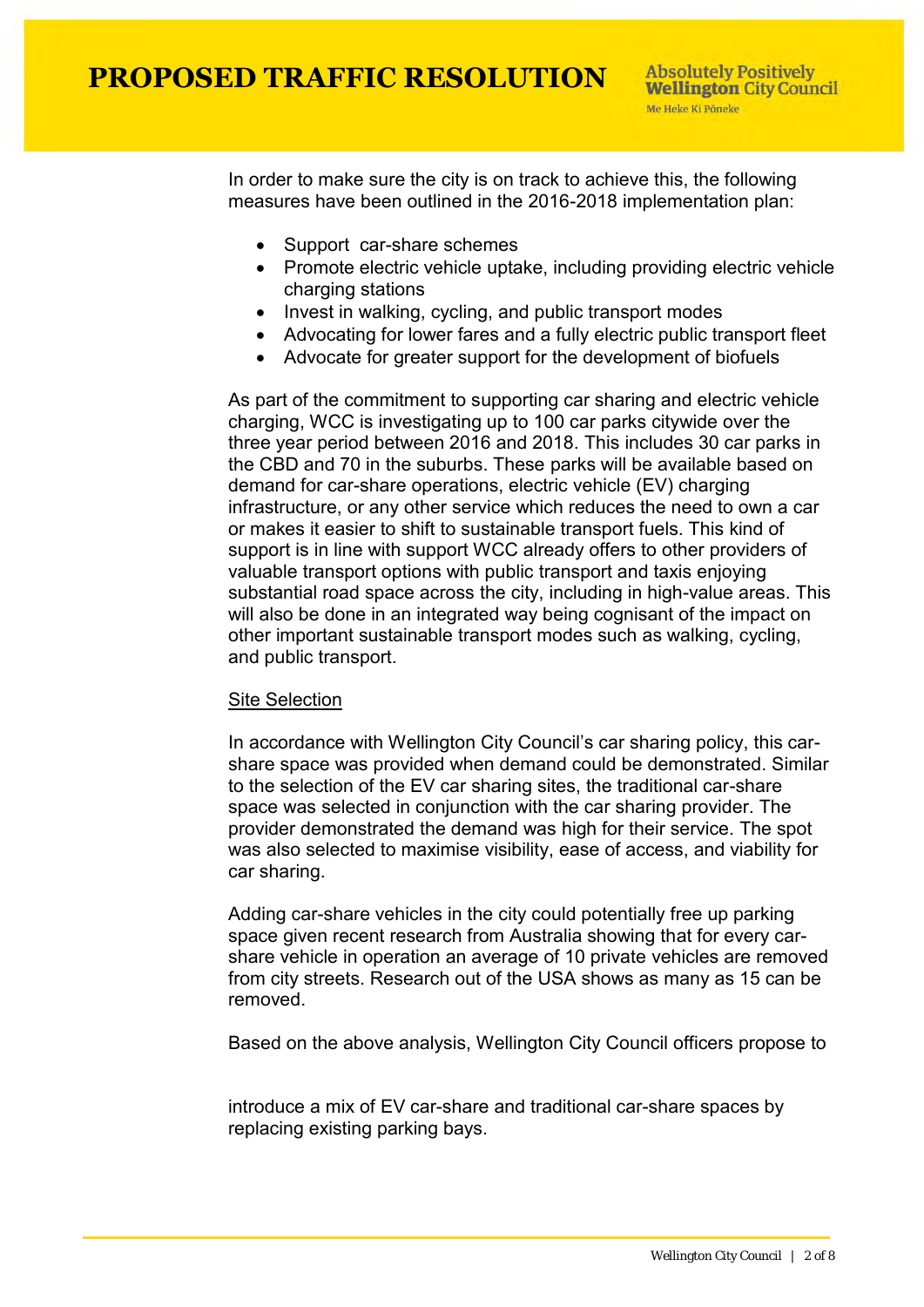In order to make sure the city is on track to achieve this, the following measures have been outlined in the 2016-2018 implementation plan:

- Support car-share schemes
- Promote electric vehicle uptake, including providing electric vehicle charging stations
- Invest in walking, cycling, and public transport modes
- Advocating for lower fares and a fully electric public transport fleet
- Advocate for greater support for the development of biofuels

As part of the commitment to supporting car sharing and electric vehicle charging, WCC is investigating up to 100 car parks citywide over the three year period between 2016 and 2018. This includes 30 car parks in the CBD and 70 in the suburbs. These parks will be available based on demand for car-share operations, electric vehicle (EV) charging infrastructure, or any other service which reduces the need to own a car or makes it easier to shift to sustainable transport fuels. This kind of support is in line with support WCC already offers to other providers of valuable transport options with public transport and taxis enjoying substantial road space across the city, including in high-value areas. This will also be done in an integrated way being cognisant of the impact on other important sustainable transport modes such as walking, cycling, and public transport.

<u>Site Selection</u>

In accordance with Wellington City Council's car sharing policy, this car-share space was provided when demand could be demonstrated. Similar to the selection of the EV car sharing sites, the traditional car-share space was selected in conjunction with the car sharing provider. The provider demonstrated the demand was high for their service. The spot was also selected to maximise visibility, ease of access, and viability for car sharing.

Adding car-share vehicles in the city could potentially free up parking space given recent research from Australia showing that for every car-share vehicle in operation an average of 10 private vehicles are removed from city streets. Research out of the USA shows as many as 15 can be removed.

Based on the above analysis, Wellington City Council officers propose to

introduce a mix of EV car-share and traditional car-share spaces by replacing existing parking bays.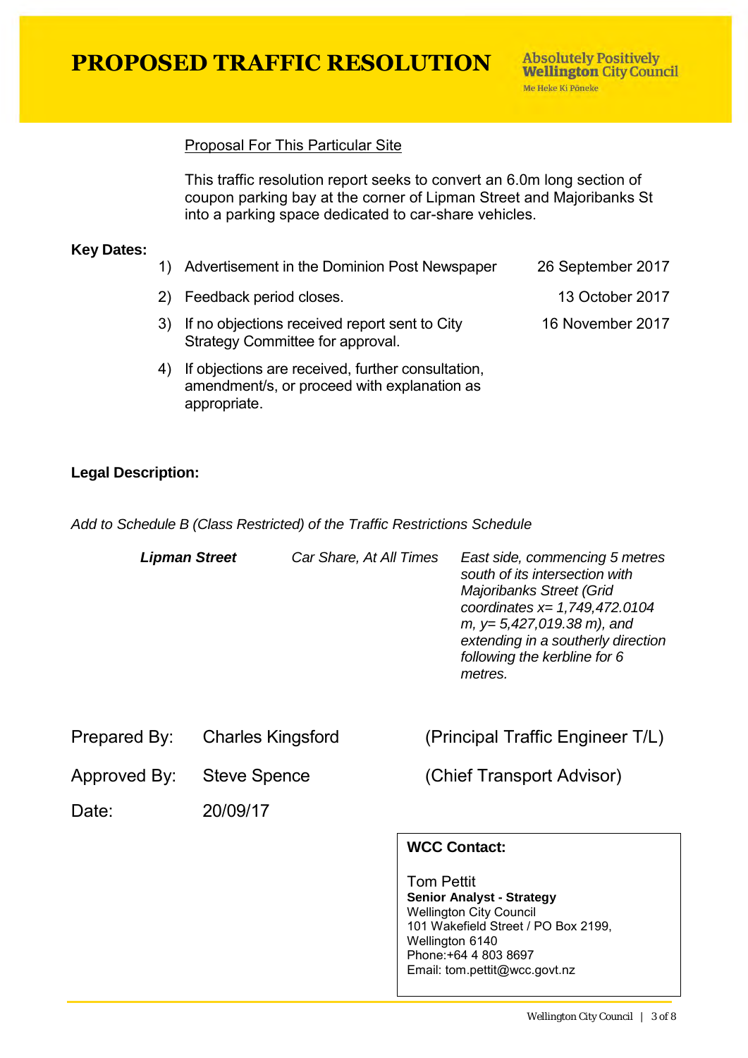## Proposal For This Particular Site

This traffic resolution report seeks to convert an 6.0m long section of coupon parking bay at the corner of Lipman Street and Majoribanks St into a parking space dedicated to car-share vehicles.

**Key Dates:**

| | | |
|---|---|---|
| 1) | Advertisement in the Dominion Post Newspaper | 26 September 2017 |
| 2) | Feedback period closes. | 13 October 2017 |
| 3) | If no objections received report sent to City Strategy Committee for approval. | 16 November 2017 |
| 4) | If objections are received, further consultation, amendment/s, or proceed with explanation as appropriate. | |

**Legal Description:**

*Add to Schedule B (Class Restricted) of the Traffic Restrictions Schedule*

| | | |
|---|---|---|
| ***Lipman Street*** | *Car Share, At All Times* | *East side, commencing 5 metres south of its intersection with Majoribanks Street (Grid coordinates x= 1,749,472.0104 m, y= 5,427,019.38 m), and extending in a southerly direction following the kerbline for 6 metres.* |

| | | |
|---|---|---|
| Prepared By: | Charles Kingsford | (Principal Traffic Engineer T/L) |
| Approved By: | Steve Spence | (Chief Transport Advisor) |
| Date: | 20/09/17 | |

**WCC Contact:**

Tom Pettit
**Senior Analyst - Strategy**
Wellington City Council
101 Wakefield Street / PO Box 2199,
Wellington 6140
Phone:+64 4 803 8697
Email: tom.pettit@wcc.govt.nz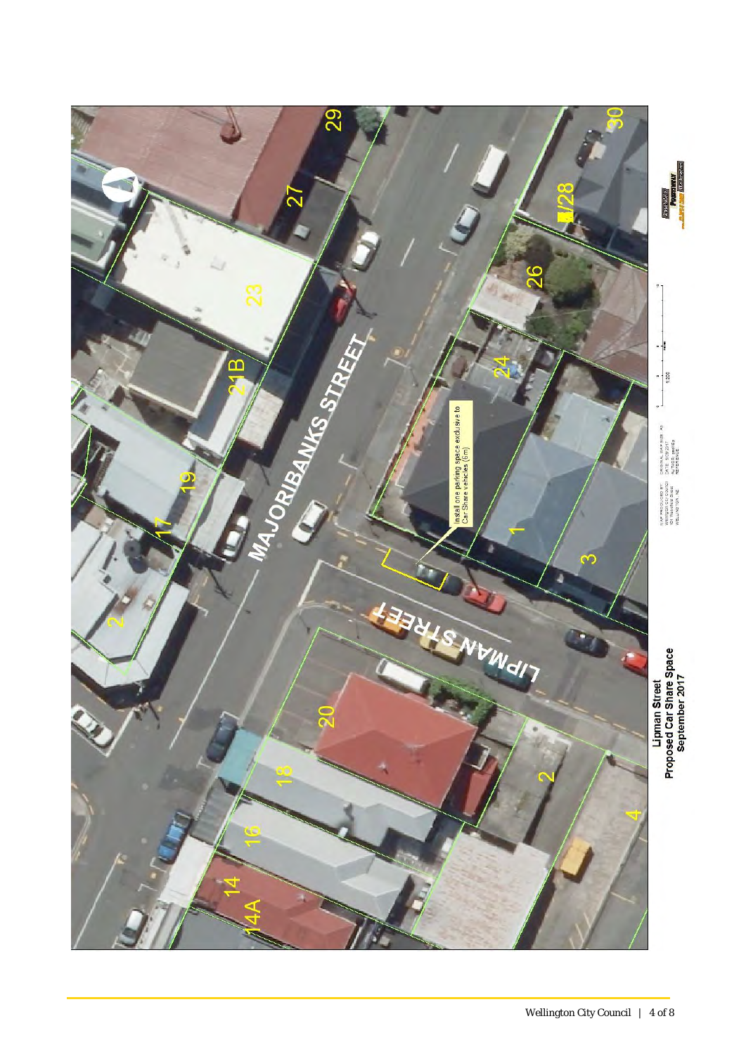MAJORIBANKS STREET

LIPMAN STREET

Install one parking space exclusive to Car Share vehicles (6m)

29

27

23

21B

19

17

2

30

4/28

26

24

1

3

20

18

16

14

14A

2

4

**Lipman Street**
**Proposed Car Share Space**
**September 2017**